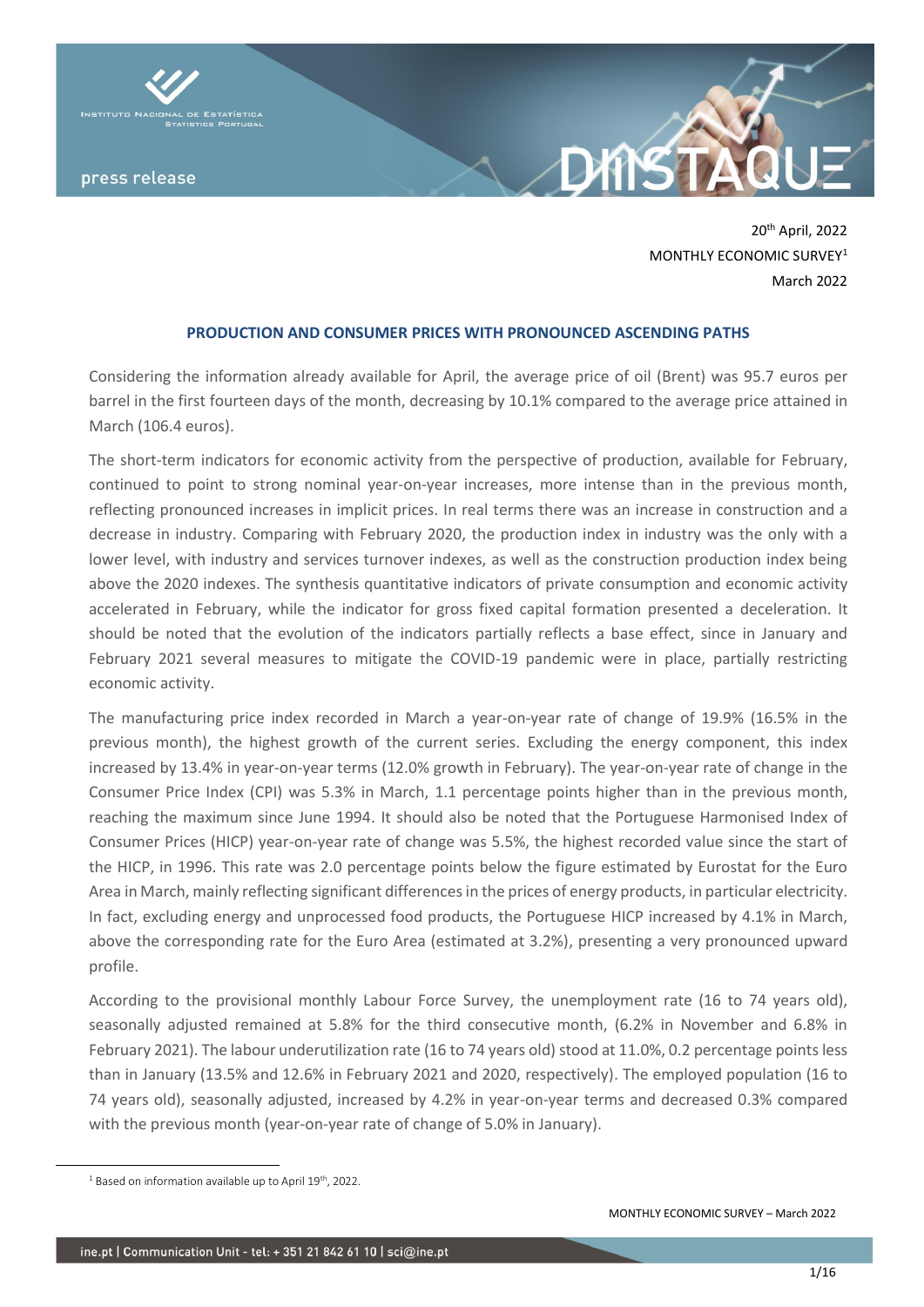20th April, 2022
MONTHLY ECONOMIC SURVEY[1]
March 2022

## PRODUCTION AND CONSUMER PRICES WITH PRONOUNCED ASCENDING PATHS

Considering the information already available for April, the average price of oil (Brent) was 95.7 euros per barrel in the first fourteen days of the month, decreasing by 10.1% compared to the average price attained in March (106.4 euros).

The short-term indicators for economic activity from the perspective of production, available for February, continued to point to strong nominal year-on-year increases, more intense than in the previous month, reflecting pronounced increases in implicit prices. In real terms there was an increase in construction and a decrease in industry. Comparing with February 2020, the production index in industry was the only with a lower level, with industry and services turnover indexes, as well as the construction production index being above the 2020 indexes. The synthesis quantitative indicators of private consumption and economic activity accelerated in February, while the indicator for gross fixed capital formation presented a deceleration. It should be noted that the evolution of the indicators partially reflects a base effect, since in January and February 2021 several measures to mitigate the COVID-19 pandemic were in place, partially restricting economic activity.

The manufacturing price index recorded in March a year-on-year rate of change of 19.9% (16.5% in the previous month), the highest growth of the current series. Excluding the energy component, this index increased by 13.4% in year-on-year terms (12.0% growth in February). The year-on-year rate of change in the Consumer Price Index (CPI) was 5.3% in March, 1.1 percentage points higher than in the previous month, reaching the maximum since June 1994. It should also be noted that the Portuguese Harmonised Index of Consumer Prices (HICP) year-on-year rate of change was 5.5%, the highest recorded value since the start of the HICP, in 1996. This rate was 2.0 percentage points below the figure estimated by Eurostat for the Euro Area in March, mainly reflecting significant differences in the prices of energy products, in particular electricity. In fact, excluding energy and unprocessed food products, the Portuguese HICP increased by 4.1% in March, above the corresponding rate for the Euro Area (estimated at 3.2%), presenting a very pronounced upward profile.

According to the provisional monthly Labour Force Survey, the unemployment rate (16 to 74 years old), seasonally adjusted remained at 5.8% for the third consecutive month, (6.2% in November and 6.8% in February 2021). The labour underutilization rate (16 to 74 years old) stood at 11.0%, 0.2 percentage points less than in January (13.5% and 12.6% in February 2021 and 2020, respectively). The employed population (16 to 74 years old), seasonally adjusted, increased by 4.2% in year-on-year terms and decreased 0.3% compared with the previous month (year-on-year rate of change of 5.0% in January).

[1] Based on information available up to April 19th, 2022.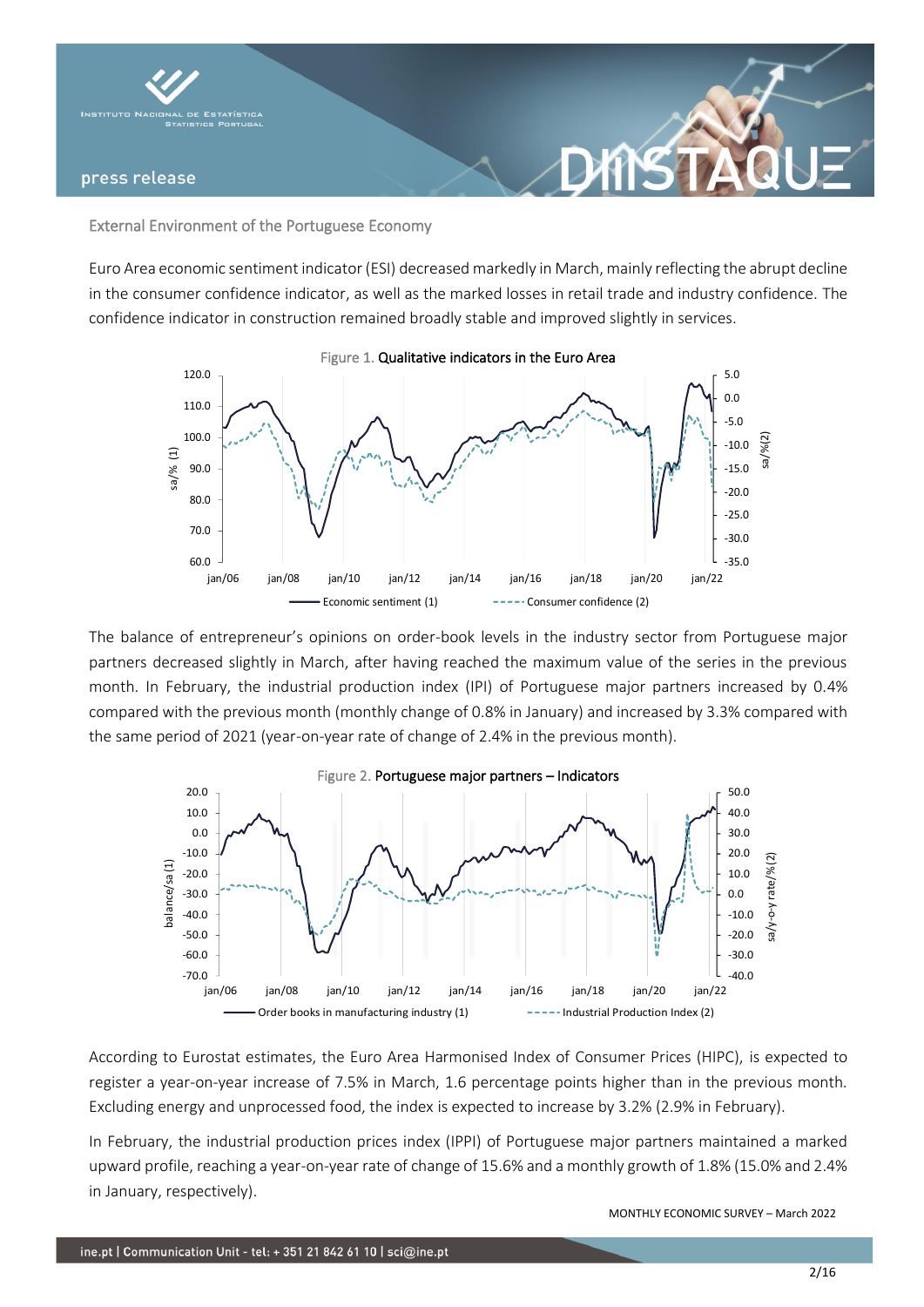## External Environment of the Portuguese Economy

Euro Area economic sentiment indicator (ESI) decreased markedly in March, mainly reflecting the abrupt decline in the consumer confidence indicator, as well as the marked losses in retail trade and industry confidence. The confidence indicator in construction remained broadly stable and improved slightly in services.

Figure 1. **Qualitative indicators in the Euro Area**

The balance of entrepreneur's opinions on order-book levels in the industry sector from Portuguese major partners decreased slightly in March, after having reached the maximum value of the series in the previous month. In February, the industrial production index (IPI) of Portuguese major partners increased by 0.4% compared with the previous month (monthly change of 0.8% in January) and increased by 3.3% compared with the same period of 2021 (year-on-year rate of change of 2.4% in the previous month).

Figure 2. **Portuguese major partners – Indicators**

According to Eurostat estimates, the Euro Area Harmonised Index of Consumer Prices (HIPC), is expected to register a year-on-year increase of 7.5% in March, 1.6 percentage points higher than in the previous month. Excluding energy and unprocessed food, the index is expected to increase by 3.2% (2.9% in February).

In February, the industrial production prices index (IPPI) of Portuguese major partners maintained a marked upward profile, reaching a year-on-year rate of change of 15.6% and a monthly growth of 1.8% (15.0% and 2.4% in January, respectively).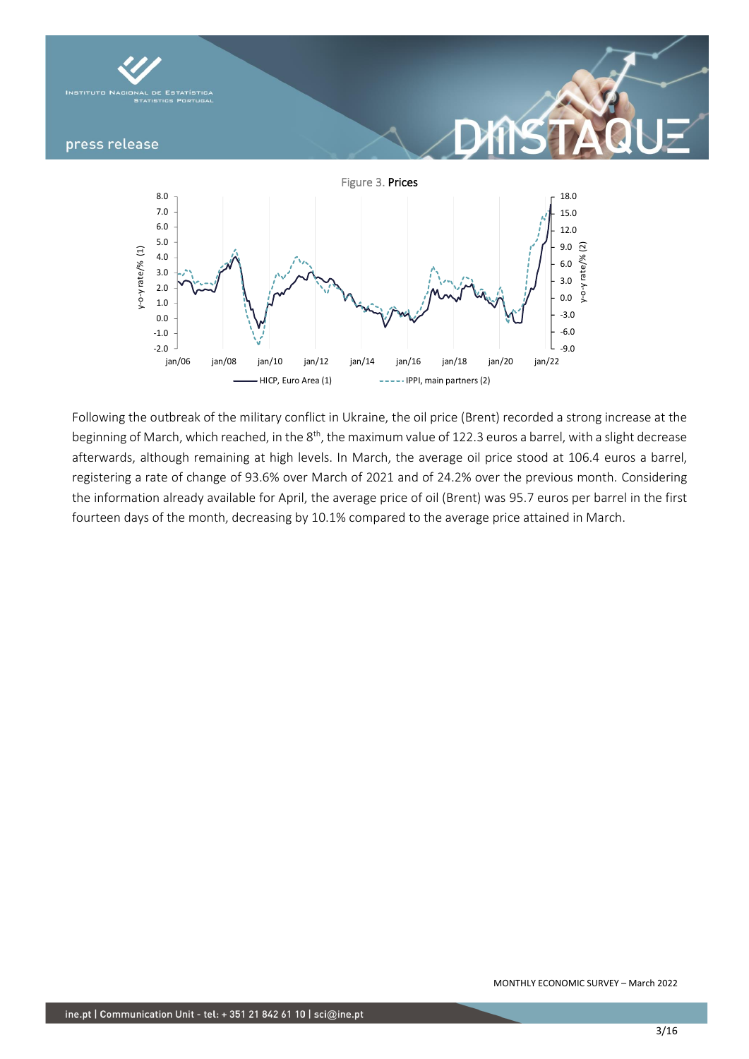Figure 3. **Prices**

Following the outbreak of the military conflict in Ukraine, the oil price (Brent) recorded a strong increase at the beginning of March, which reached, in the 8th, the maximum value of 122.3 euros a barrel, with a slight decrease afterwards, although remaining at high levels. In March, the average oil price stood at 106.4 euros a barrel, registering a rate of change of 93.6% over March of 2021 and of 24.2% over the previous month. Considering the information already available for April, the average price of oil (Brent) was 95.7 euros per barrel in the first fourteen days of the month, decreasing by 10.1% compared to the average price attained in March.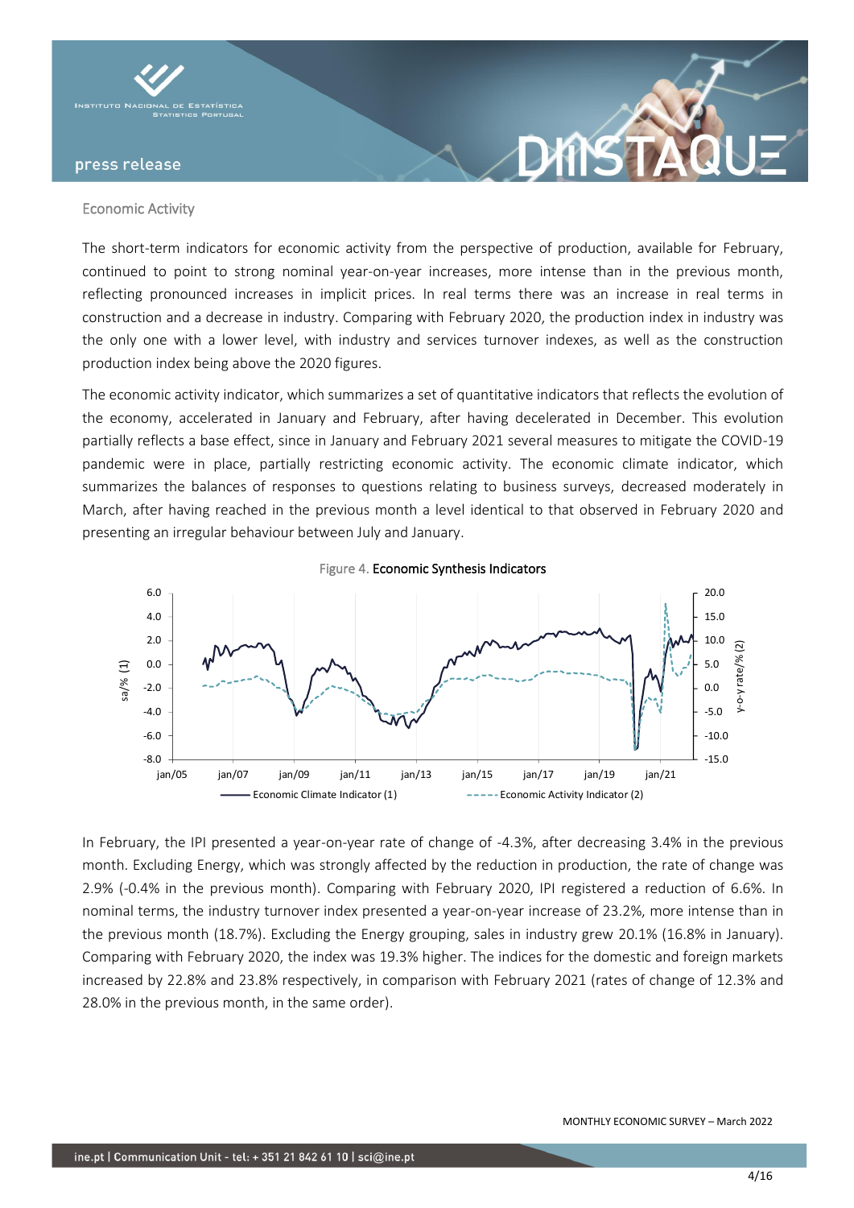## Economic Activity

The short-term indicators for economic activity from the perspective of production, available for February, continued to point to strong nominal year-on-year increases, more intense than in the previous month, reflecting pronounced increases in implicit prices. In real terms there was an increase in real terms in construction and a decrease in industry. Comparing with February 2020, the production index in industry was the only one with a lower level, with industry and services turnover indexes, as well as the construction production index being above the 2020 figures.

The economic activity indicator, which summarizes a set of quantitative indicators that reflects the evolution of the economy, accelerated in January and February, after having decelerated in December. This evolution partially reflects a base effect, since in January and February 2021 several measures to mitigate the COVID-19 pandemic were in place, partially restricting economic activity. The economic climate indicator, which summarizes the balances of responses to questions relating to business surveys, decreased moderately in March, after having reached in the previous month a level identical to that observed in February 2020 and presenting an irregular behaviour between July and January.

Figure 4. **Economic Synthesis Indicators**

In February, the IPI presented a year-on-year rate of change of -4.3%, after decreasing 3.4% in the previous month. Excluding Energy, which was strongly affected by the reduction in production, the rate of change was 2.9% (-0.4% in the previous month). Comparing with February 2020, IPI registered a reduction of 6.6%. In nominal terms, the industry turnover index presented a year-on-year increase of 23.2%, more intense than in the previous month (18.7%). Excluding the Energy grouping, sales in industry grew 20.1% (16.8% in January). Comparing with February 2020, the index was 19.3% higher. The indices for the domestic and foreign markets increased by 22.8% and 23.8% respectively, in comparison with February 2021 (rates of change of 12.3% and 28.0% in the previous month, in the same order).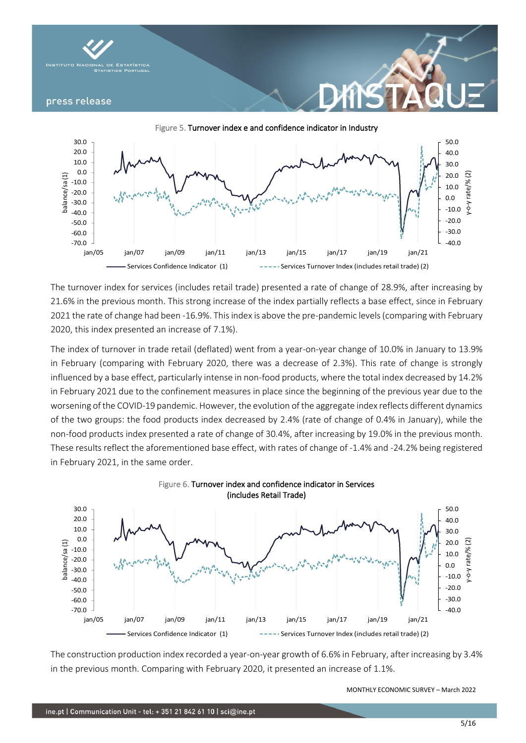Figure 5. **Turnover index e and confidence indicator in Industry**

The turnover index for services (includes retail trade) presented a rate of change of 28.9%, after increasing by 21.6% in the previous month. This strong increase of the index partially reflects a base effect, since in February 2021 the rate of change had been -16.9%. This index is above the pre-pandemic levels (comparing with February 2020, this index presented an increase of 7.1%).

The index of turnover in trade retail (deflated) went from a year-on-year change of 10.0% in January to 13.9% in February (comparing with February 2020, there was a decrease of 2.3%). This rate of change is strongly influenced by a base effect, particularly intense in non-food products, where the total index decreased by 14.2% in February 2021 due to the confinement measures in place since the beginning of the previous year due to the worsening of the COVID-19 pandemic. However, the evolution of the aggregate index reflects different dynamics of the two groups: the food products index decreased by 2.4% (rate of change of 0.4% in January), while the non-food products index presented a rate of change of 30.4%, after increasing by 19.0% in the previous month. These results reflect the aforementioned base effect, with rates of change of -1.4% and -24.2% being registered in February 2021, in the same order.

Figure 6. **Turnover index and confidence indicator in Services (includes Retail Trade)**

The construction production index recorded a year-on-year growth of 6.6% in February, after increasing by 3.4% in the previous month. Comparing with February 2020, it presented an increase of 1.1%.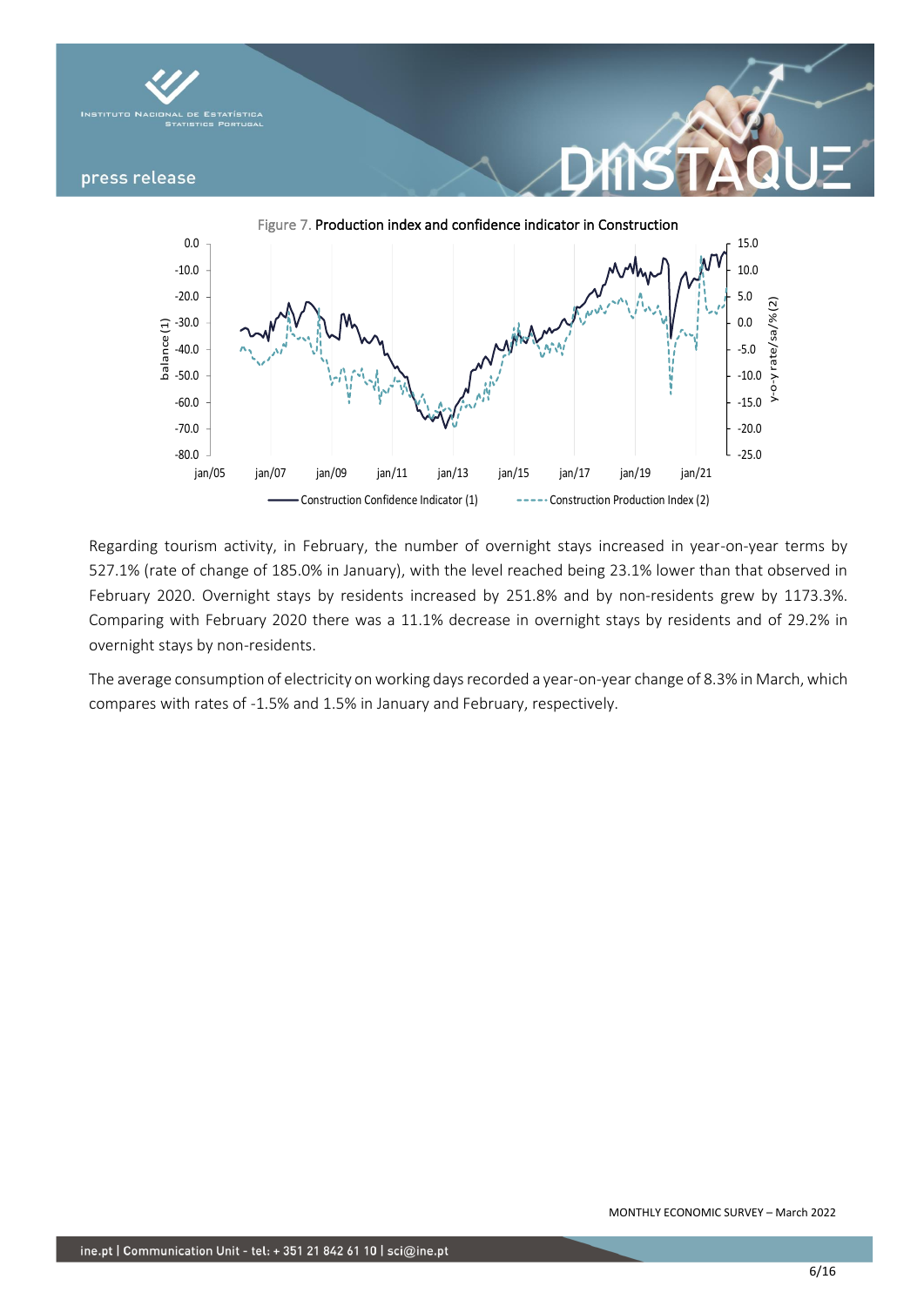Figure 7. Production index and confidence indicator in Construction

Regarding tourism activity, in February, the number of overnight stays increased in year-on-year terms by 527.1% (rate of change of 185.0% in January), with the level reached being 23.1% lower than that observed in February 2020. Overnight stays by residents increased by 251.8% and by non-residents grew by 1173.3%. Comparing with February 2020 there was a 11.1% decrease in overnight stays by residents and of 29.2% in overnight stays by non-residents.

The average consumption of electricity on working days recorded a year-on-year change of 8.3% in March, which compares with rates of -1.5% and 1.5% in January and February, respectively.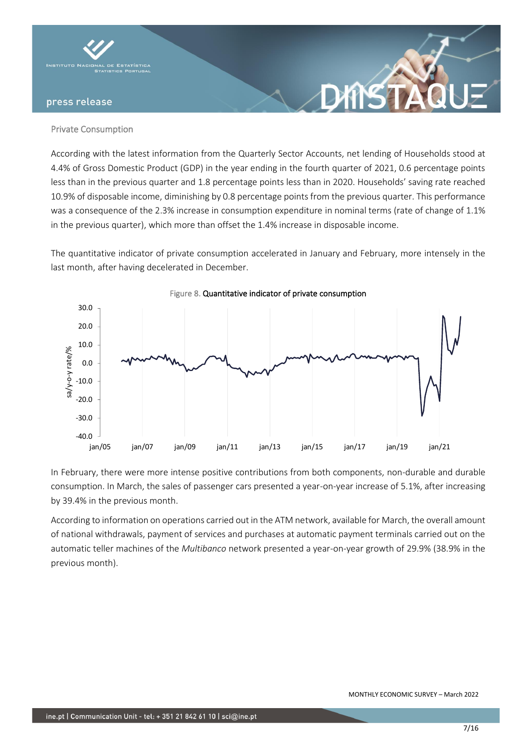## Private Consumption

According with the latest information from the Quarterly Sector Accounts, net lending of Households stood at 4.4% of Gross Domestic Product (GDP) in the year ending in the fourth quarter of 2021, 0.6 percentage points less than in the previous quarter and 1.8 percentage points less than in 2020. Households' saving rate reached 10.9% of disposable income, diminishing by 0.8 percentage points from the previous quarter. This performance was a consequence of the 2.3% increase in consumption expenditure in nominal terms (rate of change of 1.1% in the previous quarter), which more than offset the 1.4% increase in disposable income.

The quantitative indicator of private consumption accelerated in January and February, more intensely in the last month, after having decelerated in December.

Figure 8. **Quantitative indicator of private consumption**

In February, there were more intense positive contributions from both components, non-durable and durable consumption. In March, the sales of passenger cars presented a year-on-year increase of 5.1%, after increasing by 39.4% in the previous month.

According to information on operations carried out in the ATM network, available for March, the overall amount of national withdrawals, payment of services and purchases at automatic payment terminals carried out on the automatic teller machines of the *Multibanco* network presented a year-on-year growth of 29.9% (38.9% in the previous month).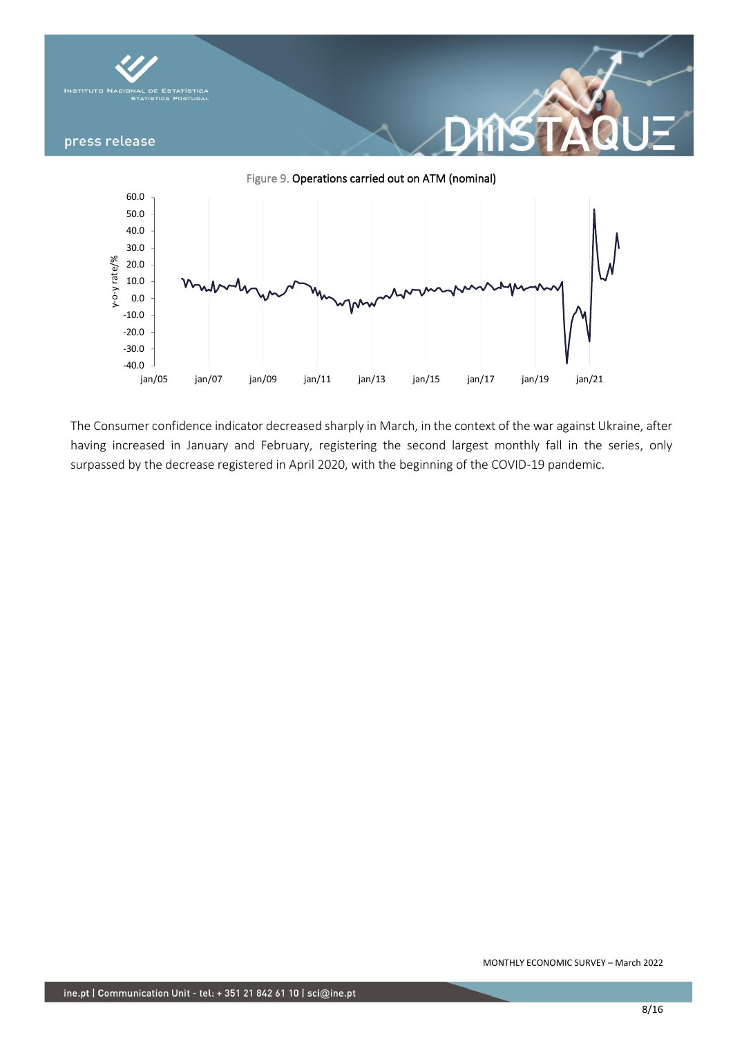Figure 9. Operations carried out on ATM (nominal)

The Consumer confidence indicator decreased sharply in March, in the context of the war against Ukraine, after having increased in January and February, registering the second largest monthly fall in the series, only surpassed by the decrease registered in April 2020, with the beginning of the COVID-19 pandemic.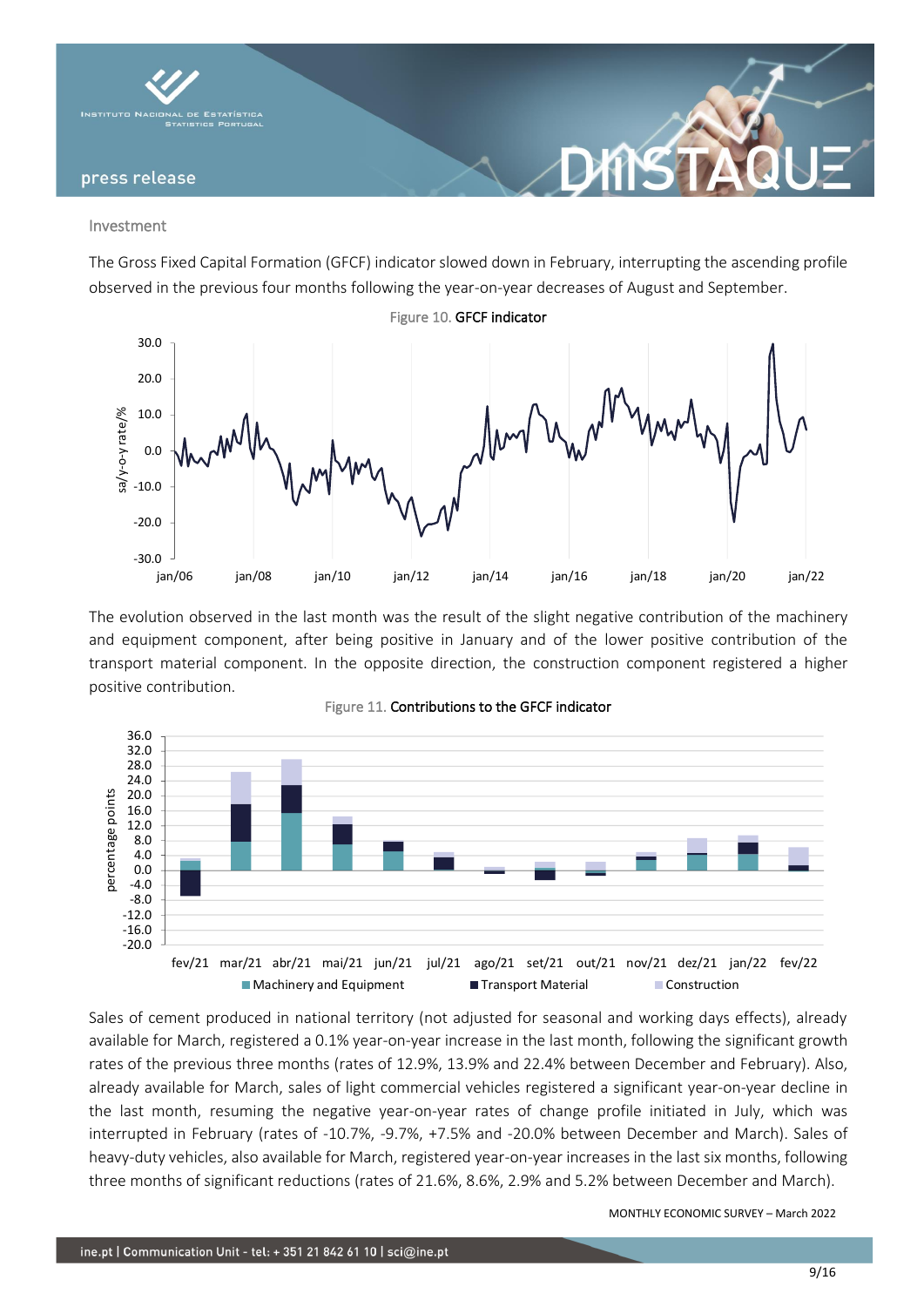Investment

The Gross Fixed Capital Formation (GFCF) indicator slowed down in February, interrupting the ascending profile observed in the previous four months following the year-on-year decreases of August and September.

Figure 10. GFCF indicator

The evolution observed in the last month was the result of the slight negative contribution of the machinery and equipment component, after being positive in January and of the lower positive contribution of the transport material component. In the opposite direction, the construction component registered a higher positive contribution.

Figure 11. Contributions to the GFCF indicator

Sales of cement produced in national territory (not adjusted for seasonal and working days effects), already available for March, registered a 0.1% year-on-year increase in the last month, following the significant growth rates of the previous three months (rates of 12.9%, 13.9% and 22.4% between December and February). Also, already available for March, sales of light commercial vehicles registered a significant year-on-year decline in the last month, resuming the negative year-on-year rates of change profile initiated in July, which was interrupted in February (rates of -10.7%, -9.7%, +7.5% and -20.0% between December and March). Sales of heavy-duty vehicles, also available for March, registered year-on-year increases in the last six months, following three months of significant reductions (rates of 21.6%, 8.6%, 2.9% and 5.2% between December and March).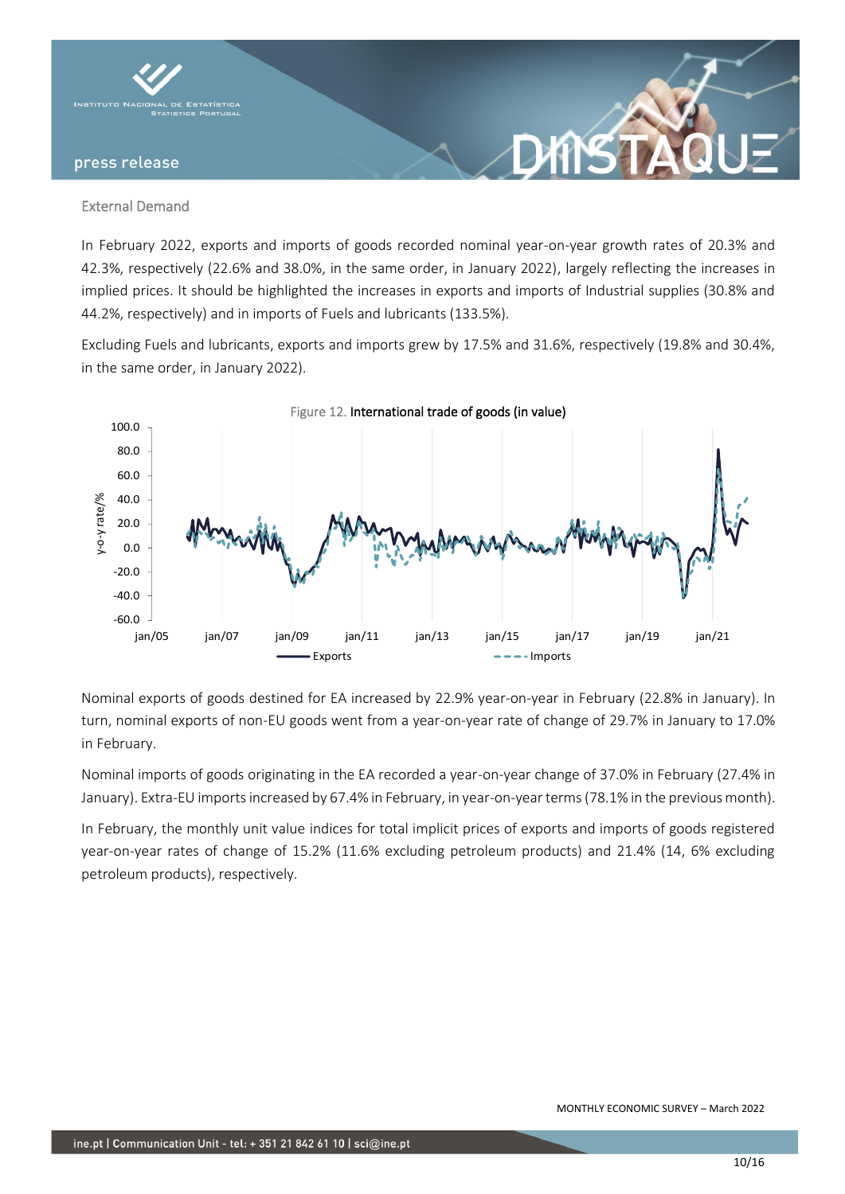## External Demand

In February 2022, exports and imports of goods recorded nominal year-on-year growth rates of 20.3% and 42.3%, respectively (22.6% and 38.0%, in the same order, in January 2022), largely reflecting the increases in implied prices. It should be highlighted the increases in exports and imports of Industrial supplies (30.8% and 44.2%, respectively) and in imports of Fuels and lubricants (133.5%).

Excluding Fuels and lubricants, exports and imports grew by 17.5% and 31.6%, respectively (19.8% and 30.4%, in the same order, in January 2022).

Figure 12. **International trade of goods (in value)**

Nominal exports of goods destined for EA increased by 22.9% year-on-year in February (22.8% in January). In turn, nominal exports of non-EU goods went from a year-on-year rate of change of 29.7% in January to 17.0% in February.

Nominal imports of goods originating in the EA recorded a year-on-year change of 37.0% in February (27.4% in January). Extra-EU imports increased by 67.4% in February, in year-on-year terms (78.1% in the previous month).

In February, the monthly unit value indices for total implicit prices of exports and imports of goods registered year-on-year rates of change of 15.2% (11.6% excluding petroleum products) and 21.4% (14, 6% excluding petroleum products), respectively.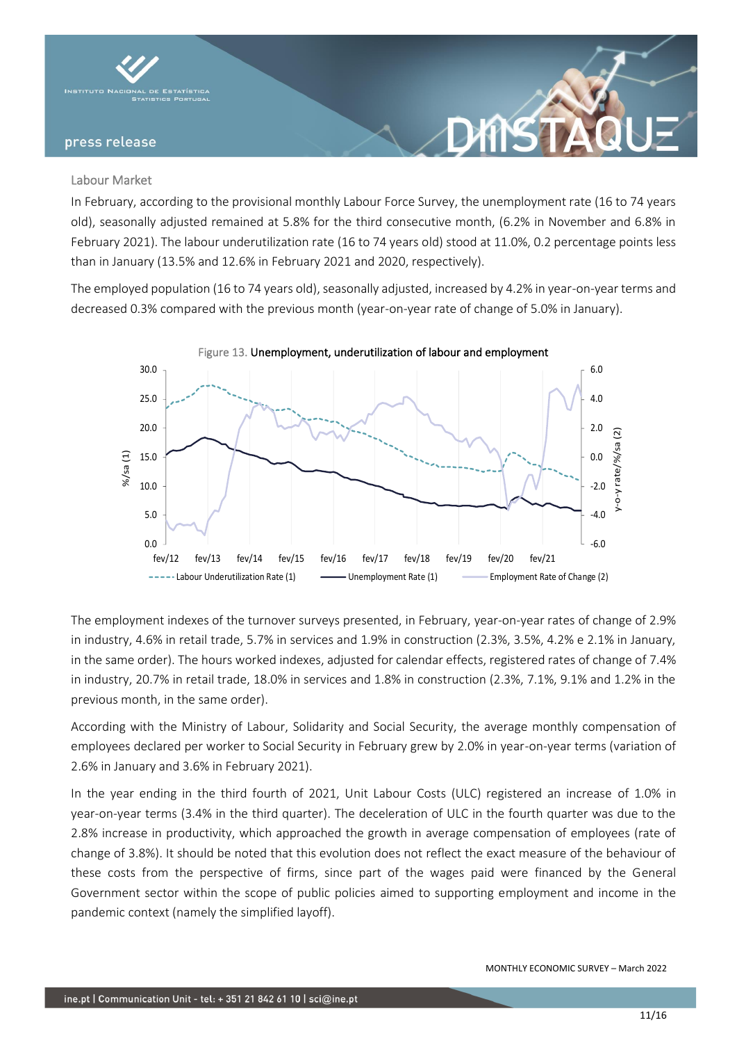## Labour Market

In February, according to the provisional monthly Labour Force Survey, the unemployment rate (16 to 74 years old), seasonally adjusted remained at 5.8% for the third consecutive month, (6.2% in November and 6.8% in February 2021). The labour underutilization rate (16 to 74 years old) stood at 11.0%, 0.2 percentage points less than in January (13.5% and 12.6% in February 2021 and 2020, respectively).

The employed population (16 to 74 years old), seasonally adjusted, increased by 4.2% in year-on-year terms and decreased 0.3% compared with the previous month (year-on-year rate of change of 5.0% in January).

Figure 13. **Unemployment, underutilization of labour and employment**

The employment indexes of the turnover surveys presented, in February, year-on-year rates of change of 2.9% in industry, 4.6% in retail trade, 5.7% in services and 1.9% in construction (2.3%, 3.5%, 4.2% e 2.1% in January, in the same order). The hours worked indexes, adjusted for calendar effects, registered rates of change of 7.4% in industry, 20.7% in retail trade, 18.0% in services and 1.8% in construction (2.3%, 7.1%, 9.1% and 1.2% in the previous month, in the same order).

According with the Ministry of Labour, Solidarity and Social Security, the average monthly compensation of employees declared per worker to Social Security in February grew by 2.0% in year-on-year terms (variation of 2.6% in January and 3.6% in February 2021).

In the year ending in the third fourth of 2021, Unit Labour Costs (ULC) registered an increase of 1.0% in year-on-year terms (3.4% in the third quarter). The deceleration of ULC in the fourth quarter was due to the 2.8% increase in productivity, which approached the growth in average compensation of employees (rate of change of 3.8%). It should be noted that this evolution does not reflect the exact measure of the behaviour of these costs from the perspective of firms, since part of the wages paid were financed by the General Government sector within the scope of public policies aimed to supporting employment and income in the pandemic context (namely the simplified layoff).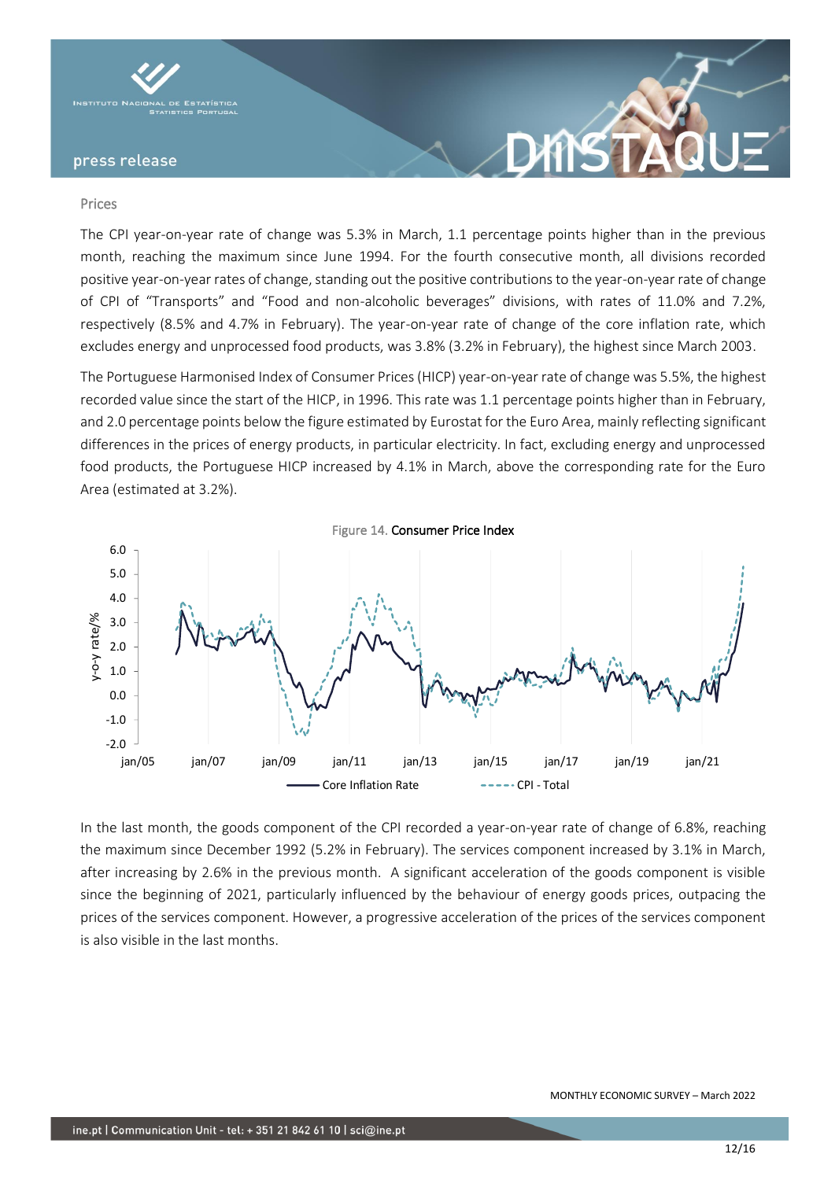## Prices

The CPI year-on-year rate of change was 5.3% in March, 1.1 percentage points higher than in the previous month, reaching the maximum since June 1994. For the fourth consecutive month, all divisions recorded positive year-on-year rates of change, standing out the positive contributions to the year-on-year rate of change of CPI of "Transports" and "Food and non-alcoholic beverages" divisions, with rates of 11.0% and 7.2%, respectively (8.5% and 4.7% in February). The year-on-year rate of change of the core inflation rate, which excludes energy and unprocessed food products, was 3.8% (3.2% in February), the highest since March 2003.

The Portuguese Harmonised Index of Consumer Prices (HICP) year-on-year rate of change was 5.5%, the highest recorded value since the start of the HICP, in 1996. This rate was 1.1 percentage points higher than in February, and 2.0 percentage points below the figure estimated by Eurostat for the Euro Area, mainly reflecting significant differences in the prices of energy products, in particular electricity. In fact, excluding energy and unprocessed food products, the Portuguese HICP increased by 4.1% in March, above the corresponding rate for the Euro Area (estimated at 3.2%).

Figure 14. Consumer Price Index

In the last month, the goods component of the CPI recorded a year-on-year rate of change of 6.8%, reaching the maximum since December 1992 (5.2% in February). The services component increased by 3.1% in March, after increasing by 2.6% in the previous month. A significant acceleration of the goods component is visible since the beginning of 2021, particularly influenced by the behaviour of energy goods prices, outpacing the prices of the services component. However, a progressive acceleration of the prices of the services component is also visible in the last months.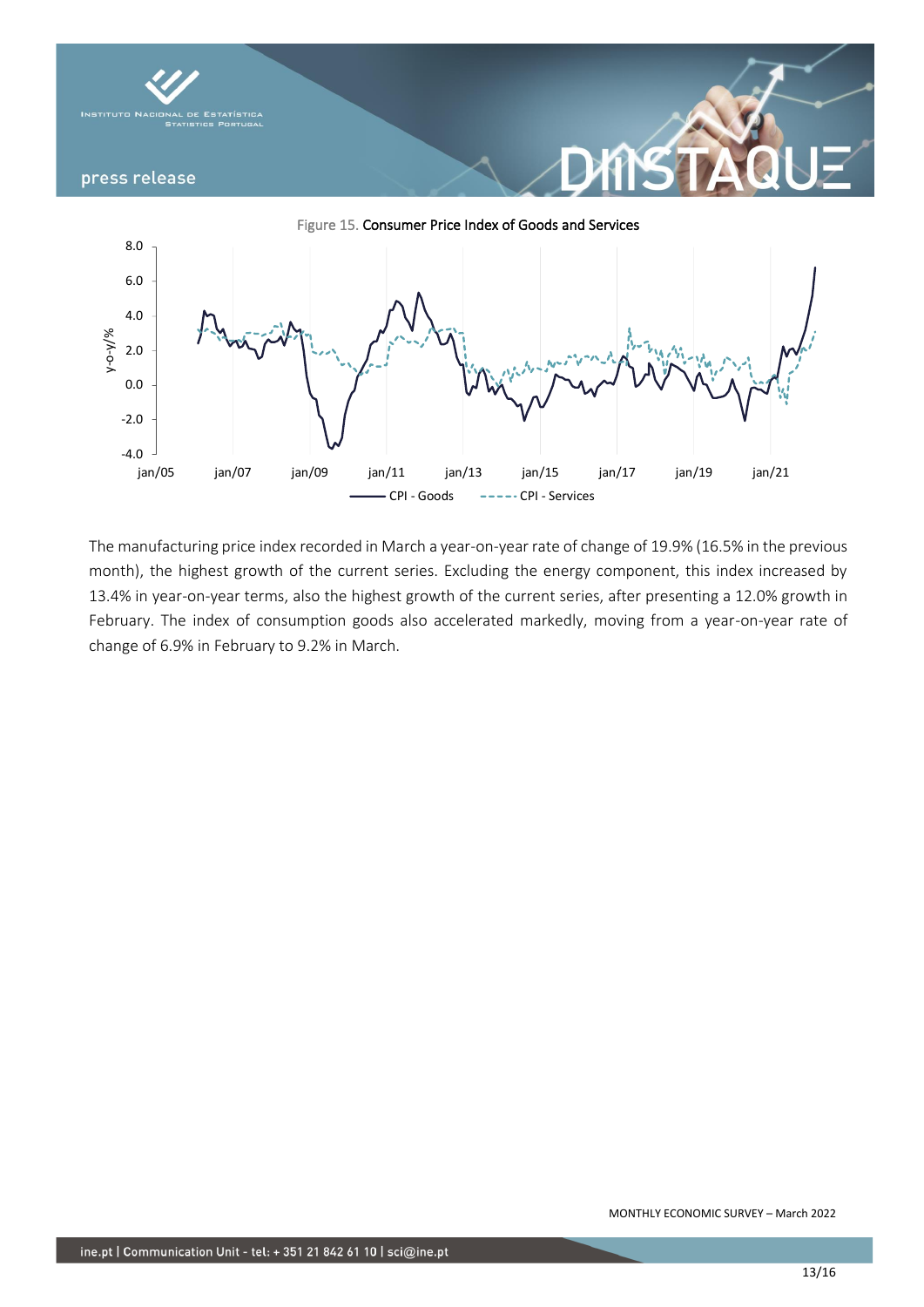Figure 15. Consumer Price Index of Goods and Services

The manufacturing price index recorded in March a year-on-year rate of change of 19.9% (16.5% in the previous month), the highest growth of the current series. Excluding the energy component, this index increased by 13.4% in year-on-year terms, also the highest growth of the current series, after presenting a 12.0% growth in February. The index of consumption goods also accelerated markedly, moving from a year-on-year rate of change of 6.9% in February to 9.2% in March.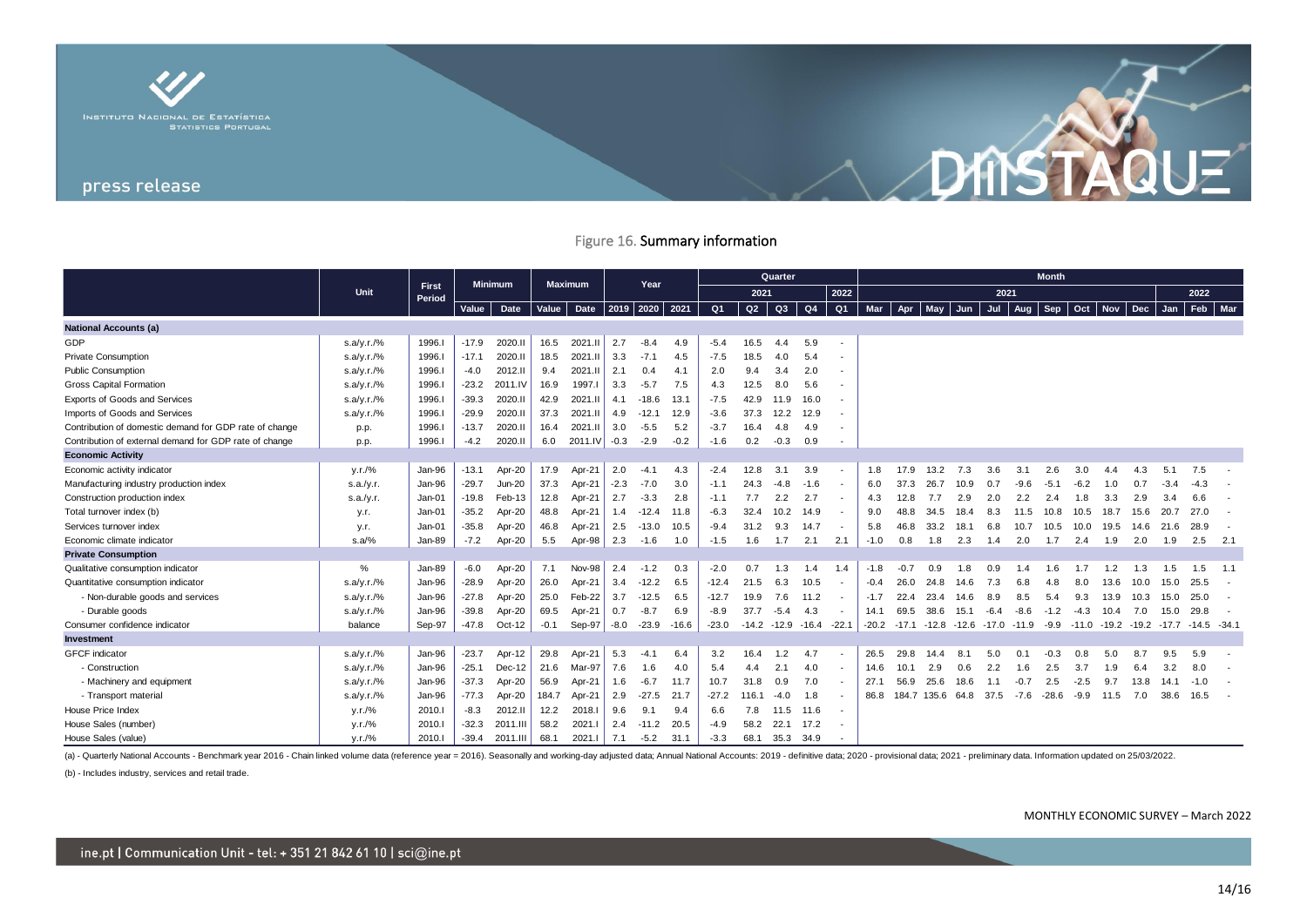## Figure 16. Summary information

| | Unit | First Period | Minimum | | Maximum | | Year | | | Quarter | | | | | Month | | | | | | | | | | | | | |
|---|---|---|---|---|---|---|---|---|---|---|---|---|---|---|---|---|---|---|---|---|---|---|---|---|---|---|---|---|
| | | | | | | | | | | 2021 | | | | 2022 | 2021 | | | | | | | | | | 2022 | | | |
| | | | Value | Date | Value | Date | 2019 | 2020 | 2021 | Q1 | Q2 | Q3 | Q4 | Q1 | Mar | Apr | May | Jun | Jul | Aug | Sep | Oct | Nov | Dec | Jan | Feb | Mar |
| **National Accounts (a)** | | | | | | | | | | | | | | | | | | | | | | | | | | | |
| GDP | s.a/y.r./% | 1996.I | -17.9 | 2020.II | 16.5 | 2021.II | 2.7 | -8.4 | 4.9 | -5.4 | 16.5 | 4.4 | 5.9 | - | | | | | | | | | | | | | |
| Private Consumption | s.a/y.r./% | 1996.I | -17.1 | 2020.II | 18.5 | 2021.II | 3.3 | -7.1 | 4.5 | -7.5 | 18.5 | 4.0 | 5.4 | - | | | | | | | | | | | | | |
| Public Consumption | s.a/y.r./% | 1996.I | -4.0 | 2012.II | 9.4 | 2021.II | 2.1 | 0.4 | 4.1 | 2.0 | 9.4 | 3.4 | 2.0 | - | | | | | | | | | | | | | |
| Gross Capital Formation | s.a/y.r./% | 1996.I | -23.2 | 2011.IV | 16.9 | 1997.I | 3.3 | -5.7 | 7.5 | 4.3 | 12.5 | 8.0 | 5.6 | - | | | | | | | | | | | | | |
| Exports of Goods and Services | s.a/y.r./% | 1996.I | -39.3 | 2020.II | 42.9 | 2021.II | 4.1 | -18.6 | 13.1 | -7.5 | 42.9 | 11.9 | 16.0 | - | | | | | | | | | | | | | |
| Imports of Goods and Services | s.a/y.r./% | 1996.I | -29.9 | 2020.II | 37.3 | 2021.II | 4.9 | -12.1 | 12.9 | -3.6 | 37.3 | 12.2 | 12.9 | - | | | | | | | | | | | | | |
| Contribution of domestic demand for GDP rate of change | p.p. | 1996.I | -13.7 | 2020.II | 16.4 | 2021.II | 3.0 | -5.5 | 5.2 | -3.7 | 16.4 | 4.8 | 4.9 | - | | | | | | | | | | | | | |
| Contribution of external demand for GDP rate of change | p.p. | 1996.I | -4.2 | 2020.II | 6.0 | 2011.IV | -0.3 | -2.9 | -0.2 | -1.6 | 0.2 | -0.3 | 0.9 | - | | | | | | | | | | | | | |
| **Economic Activity** | | | | | | | | | | | | | | | | | | | | | | | | | | | |
| Economic activity indicator | y.r./% | Jan-96 | -13.1 | Apr-20 | 17.9 | Apr-21 | 2.0 | -4.1 | 4.3 | -2.4 | 12.8 | 3.1 | 3.9 | - | 1.8 | 17.9 | 13.2 | 7.3 | 3.6 | 3.1 | 2.6 | 3.0 | 4.4 | 4.3 | 5.1 | 7.5 | - |
| Manufacturing industry production index | s.a./y.r. | Jan-96 | -29.7 | Jun-20 | 37.3 | Apr-21 | -2.3 | -7.0 | 3.0 | -1.1 | 24.3 | -4.8 | -1.6 | - | 6.0 | 37.3 | 26.7 | 10.9 | 0.7 | -9.6 | -5.1 | -6.2 | 1.0 | 0.7 | -3.4 | -4.3 | - |
| Construction production index | s.a./y.r. | Jan-01 | -19.8 | Feb-13 | 12.8 | Apr-21 | 2.7 | -3.3 | 2.8 | -1.1 | 7.7 | 2.2 | 2.7 | - | 4.3 | 12.8 | 7.7 | 2.9 | 2.0 | 2.2 | 2.4 | 1.8 | 3.3 | 2.9 | 3.4 | 6.6 | - |
| Total turnover index (b) | y.r. | Jan-01 | -35.2 | Apr-20 | 48.8 | Apr-21 | 1.4 | -12.4 | 11.8 | -6.3 | 32.4 | 10.2 | 14.9 | - | 9.0 | 48.8 | 34.5 | 18.4 | 8.3 | 11.5 | 10.8 | 10.5 | 18.7 | 15.6 | 20.7 | 27.0 | - |
| Services turnover index | y.r. | Jan-01 | -35.8 | Apr-20 | 46.8 | Apr-21 | 2.5 | -13.0 | 10.5 | -9.4 | 31.2 | 9.3 | 14.7 | - | 5.8 | 46.8 | 33.2 | 18.1 | 6.8 | 10.7 | 10.5 | 10.0 | 19.5 | 14.6 | 21.6 | 28.9 | - |
| Economic climate indicator | s.a/% | Jan-89 | -7.2 | Apr-20 | 5.5 | Apr-98 | 2.3 | -1.6 | 1.0 | -1.5 | 1.6 | 1.7 | 2.1 | 2.1 | -1.0 | 0.8 | 1.8 | 2.3 | 1.4 | 2.0 | 1.7 | 2.4 | 1.9 | 2.0 | 1.9 | 2.5 | 2.1 |
| **Private Consumption** | | | | | | | | | | | | | | | | | | | | | | | | | | | |
| Qualitative consumption indicator | % | Jan-89 | -6.0 | Apr-20 | 7.1 | Nov-98 | 2.4 | -1.2 | 0.3 | -2.0 | 0.7 | 1.3 | 1.4 | 1.4 | -1.8 | -0.7 | 0.9 | 1.8 | 0.9 | 1.4 | 1.6 | 1.7 | 1.2 | 1.3 | 1.5 | 1.5 | 1.1 |
| Quantitative consumption indicator | s.a/y.r./% | Jan-96 | -28.9 | Apr-20 | 26.0 | Apr-21 | 3.4 | -12.2 | 6.5 | -12.4 | 21.5 | 6.3 | 10.5 | - | -0.4 | 26.0 | 24.8 | 14.6 | 7.3 | 6.8 | 4.8 | 8.0 | 13.6 | 10.0 | 15.0 | 25.5 | - |
| - Non-durable goods and services | s.a/y.r./% | Jan-96 | -27.8 | Apr-20 | 25.0 | Feb-22 | 3.7 | -12.5 | 6.5 | -12.7 | 19.9 | 7.6 | 11.2 | - | -1.7 | 22.4 | 23.4 | 14.6 | 8.9 | 8.5 | 5.4 | 9.3 | 13.9 | 10.3 | 15.0 | 25.0 | - |
| - Durable goods | s.a/y.r./% | Jan-96 | -39.8 | Apr-20 | 69.5 | Apr-21 | 0.7 | -8.7 | 6.9 | -8.9 | 37.7 | -5.4 | 4.3 | - | 14.1 | 69.5 | 38.6 | 15.1 | -6.4 | -8.6 | -1.2 | -4.3 | 10.4 | 7.0 | 15.0 | 29.8 | - |
| Consumer confidence indicator | balance | Sep-97 | -47.8 | Oct-12 | -0.1 | Sep-97 | -8.0 | -23.9 | -16.6 | -23.0 | -14.2 | -12.9 | -16.4 | -22.1 | -20.2 | -17.1 | -12.8 | -12.6 | -17.0 | -11.9 | -9.9 | -11.0 | -19.2 | -19.2 | -17.7 | -14.5 | -34.1 |
| **Investment** | | | | | | | | | | | | | | | | | | | | | | | | | | | |
| GFCF indicator | s.a/y.r./% | Jan-96 | -23.7 | Apr-12 | 29.8 | Apr-21 | 5.3 | -4.1 | 6.4 | 3.2 | 16.4 | 1.2 | 4.7 | - | 26.5 | 29.8 | 14.4 | 8.1 | 5.0 | 0.1 | -0.3 | 0.8 | 5.0 | 8.7 | 9.5 | 5.9 | - |
| - Construction | s.a/y.r./% | Jan-96 | -25.1 | Dec-12 | 21.6 | Mar-97 | 7.6 | 1.6 | 4.0 | 5.4 | 4.4 | 2.1 | 4.0 | - | 14.6 | 10.1 | 2.9 | 0.6 | 2.2 | 1.6 | 2.5 | 3.7 | 1.9 | 6.4 | 3.2 | 8.0 | - |
| - Machinery and equipment | s.a/y.r./% | Jan-96 | -37.3 | Apr-20 | 56.9 | Apr-21 | 1.6 | -6.7 | 11.7 | 10.7 | 31.8 | 0.9 | 7.0 | - | 27.1 | 56.9 | 25.6 | 18.6 | 1.1 | -0.7 | 2.5 | -2.5 | 9.7 | 13.8 | 14.1 | -1.0 | - |
| - Transport material | s.a/y.r./% | Jan-96 | -77.3 | Apr-20 | 184.7 | Apr-21 | 2.9 | -27.5 | 21.7 | -27.2 | 116.1 | -4.0 | 1.8 | - | 86.8 | 184.7 | 135.6 | 64.8 | 37.5 | -7.6 | -28.6 | -9.9 | 11.5 | 7.0 | 38.6 | 16.5 | - |
| House Price Index | y.r./% | 2010.I | -8.3 | 2012.II | 12.2 | 2018.I | 9.6 | 9.1 | 9.4 | 6.6 | 7.8 | 11.5 | 11.6 | - | | | | | | | | | | | | | |
| House Sales (number) | y.r./% | 2010.I | -32.3 | 2011.III | 58.2 | 2021.I | 2.4 | -11.2 | 20.5 | -4.9 | 58.2 | 22.1 | 17.2 | - | | | | | | | | | | | | | |
| House Sales (value) | y.r./% | 2010.I | -39.4 | 2011.III | 68.1 | 2021.I | 7.1 | -5.2 | 31.1 | -3.3 | 68.1 | 35.3 | 34.9 | - | | | | | | | | | | | | | |

(a) - Quarterly National Accounts - Benchmark year 2016 - Chain linked volume data (reference year = 2016). Seasonally and working-day adjusted data; Annual National Accounts: 2019 - definitive data; 2020 - provisional data; 2021 - preliminary data. Information updated on 25/03/2022.

(b) - Includes industry, services and retail trade.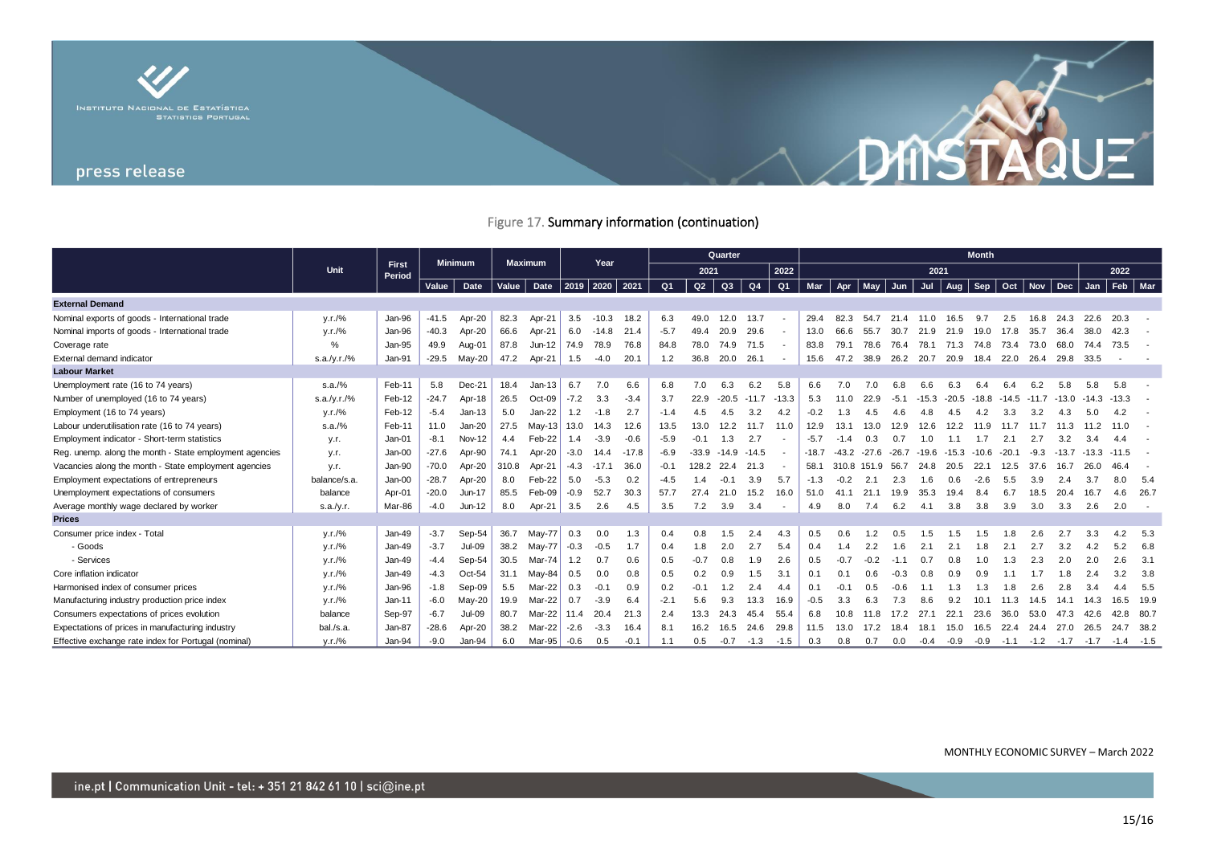Figure 17. Summary information (continuation)

| | Unit | First Period | Minimum | | Maximum | | Year | | | Quarter | | | | | Month | | | | | | | | | | | | |
|---|---|---|---|---|---|---|---|---|---|---|---|---|---|---|---|---|---|---|---|---|---|---|---|---|---|---|---|
| | | | | | | | | | | 2021 | | | | 2022 | 2021 | | | | | | | | | | 2022 | | |
| | | | Value | Date | Value | Date | 2019 | 2020 | 2021 | Q1 | Q2 | Q3 | Q4 | Q1 | Mar | Apr | May | Jun | Jul | Aug | Sep | Oct | Nov | Dec | Jan | Feb | Mar |
| **External Demand** | | | | | | | | | | | | | | | | | | | | | | | | | | | |
| Nominal exports of goods - International trade | y.r./% | Jan-96 | -41.5 | Apr-20 | 82.3 | Apr-21 | 3.5 | -10.3 | 18.2 | 6.3 | 49.0 | 12.0 | 13.7 | - | 29.4 | 82.3 | 54.7 | 21.4 | 11.0 | 16.5 | 9.7 | 2.5 | 16.8 | 24.3 | 22.6 | 20.3 | - |
| Nominal imports of goods - International trade | y.r./% | Jan-96 | -40.3 | Apr-20 | 66.6 | Apr-21 | 6.0 | -14.8 | 21.4 | -5.7 | 49.4 | 20.9 | 29.6 | - | 13.0 | 66.6 | 55.7 | 30.7 | 21.9 | 21.9 | 19.0 | 17.8 | 35.7 | 36.4 | 38.0 | 42.3 | - |
| Coverage rate | % | Jan-95 | 49.9 | Aug-01 | 87.8 | Jun-12 | 74.9 | 78.9 | 76.8 | 84.8 | 78.0 | 74.9 | 71.5 | - | 83.8 | 79.1 | 78.6 | 76.4 | 78.1 | 71.3 | 74.8 | 73.4 | 73.0 | 68.0 | 74.4 | 73.5 | - |
| External demand indicator | s.a./y.r./% | Jan-91 | -29.5 | May-20 | 47.2 | Apr-21 | 1.5 | -4.0 | 20.1 | 1.2 | 36.8 | 20.0 | 26.1 | - | 15.6 | 47.2 | 38.9 | 26.2 | 20.7 | 20.9 | 18.4 | 22.0 | 26.4 | 29.8 | 33.5 | - | - |
| **Labour Market** | | | | | | | | | | | | | | | | | | | | | | | | | | | |
| Unemployment rate (16 to 74 years) | s.a./% | Feb-11 | 5.8 | Dec-21 | 18.4 | Jan-13 | 6.7 | 7.0 | 6.6 | 6.8 | 7.0 | 6.3 | 6.2 | 5.8 | 6.6 | 7.0 | 7.0 | 6.8 | 6.6 | 6.3 | 6.4 | 6.4 | 6.2 | 5.8 | 5.8 | 5.8 | - |
| Number of unemployed (16 to 74 years) | s.a./y.r./% | Feb-12 | -24.7 | Apr-18 | 26.5 | Oct-09 | -7.2 | 3.3 | -3.4 | 3.7 | 22.9 | -20.5 | -11.7 | -13.3 | 5.3 | 11.0 | 22.9 | -5.1 | -15.3 | -20.5 | -18.8 | -14.5 | -11.7 | -13.0 | -14.3 | -13.3 | - |
| Employment (16 to 74 years) | y.r./% | Feb-12 | -5.4 | Jan-13 | 5.0 | Jan-22 | 1.2 | -1.8 | 2.7 | -1.4 | 4.5 | 4.5 | 3.2 | 4.2 | -0.2 | 1.3 | 4.5 | 4.6 | 4.8 | 4.5 | 4.2 | 3.3 | 3.2 | 4.3 | 5.0 | 4.2 | - |
| Labour underutilisation rate (16 to 74 years) | s.a./% | Feb-11 | 11.0 | Jan-20 | 27.5 | May-13 | 13.0 | 14.3 | 12.6 | 13.5 | 13.0 | 12.2 | 11.7 | 11.0 | 12.9 | 13.1 | 13.0 | 12.9 | 12.6 | 12.2 | 11.9 | 11.7 | 11.7 | 11.3 | 11.2 | 11.0 | - |
| Employment indicator - Short-term statistics | y.r. | Jan-01 | -8.1 | Nov-12 | 4.4 | Feb-22 | 1.4 | -3.9 | -0.6 | -5.9 | -0.1 | 1.3 | 2.7 | - | -5.7 | -1.4 | 0.3 | 0.7 | 1.0 | 1.1 | 1.7 | 2.1 | 2.7 | 3.2 | 3.4 | 4.4 | - |
| Reg. unemp. along the month - State employment agencies | y.r. | Jan-00 | -27.6 | Apr-90 | 74.1 | Apr-20 | -3.0 | 14.4 | -17.8 | -6.9 | -33.9 | -14.9 | -14.5 | - | -18.7 | -43.2 | -27.6 | -26.7 | -19.6 | -15.3 | -10.6 | -20.1 | -9.3 | -13.7 | -13.3 | -11.5 | - |
| Vacancies along the month - State employment agencies | y.r. | Jan-90 | -70.0 | Apr-20 | 310.8 | Apr-21 | -4.3 | -17.1 | 36.0 | -0.1 | 128.2 | 22.4 | 21.3 | - | 58.1 | 310.8 | 151.9 | 56.7 | 24.8 | 20.5 | 22.1 | 12.5 | 37.6 | 16.7 | 26.0 | 46.4 | - |
| Employment expectations of entrepreneurs | balance/s.a. | Jan-00 | -28.7 | Apr-20 | 8.0 | Feb-22 | 5.0 | -5.3 | 0.2 | -4.5 | 1.4 | -0.1 | 3.9 | 5.7 | -1.3 | -0.2 | 2.1 | 2.3 | 1.6 | 0.6 | -2.6 | 5.5 | 3.9 | 2.4 | 3.7 | 8.0 | 5.4 |
| Unemployment expectations of consumers | balance | Apr-01 | -20.0 | Jun-17 | 85.5 | Feb-09 | -0.9 | 52.7 | 30.3 | 57.7 | 27.4 | 21.0 | 15.2 | 16.0 | 51.0 | 41.1 | 21.1 | 19.9 | 35.3 | 19.4 | 8.4 | 6.7 | 18.5 | 20.4 | 16.7 | 4.6 | 26.7 |
| Average monthly wage declared by worker | s.a./y.r. | Mar-86 | -4.0 | Jun-12 | 8.0 | Apr-21 | 3.5 | 2.6 | 4.5 | 3.5 | 7.2 | 3.9 | 3.4 | - | 4.9 | 8.0 | 7.4 | 6.2 | 4.1 | 3.8 | 3.8 | 3.9 | 3.0 | 3.3 | 2.6 | 2.0 | - |
| **Prices** | | | | | | | | | | | | | | | | | | | | | | | | | | | |
| Consumer price index - Total | y.r./% | Jan-49 | -3.7 | Sep-54 | 36.7 | May-77 | 0.3 | 0.0 | 1.3 | 0.4 | 0.8 | 1.5 | 2.4 | 4.3 | 0.5 | 0.6 | 1.2 | 0.5 | 1.5 | 1.5 | 1.5 | 1.8 | 2.6 | 2.7 | 3.3 | 4.2 | 5.3 |
| - Goods | y.r./% | Jan-49 | -3.7 | Jul-09 | 38.2 | May-77 | -0.3 | -0.5 | 1.7 | 0.4 | 1.8 | 2.0 | 2.7 | 5.4 | 0.4 | 1.4 | 2.2 | 1.6 | 2.1 | 2.1 | 1.8 | 2.1 | 2.7 | 3.2 | 4.2 | 5.2 | 6.8 |
| - Services | y.r./% | Jan-49 | -4.4 | Sep-54 | 30.5 | Mar-74 | 1.2 | 0.7 | 0.6 | 0.5 | -0.7 | 0.8 | 1.9 | 2.6 | 0.5 | -0.7 | -0.2 | -1.1 | 0.7 | 0.8 | 1.0 | 1.3 | 2.3 | 2.0 | 2.0 | 2.6 | 3.1 |
| Core inflation indicator | y.r./% | Jan-49 | -4.3 | Oct-54 | 31.1 | May-84 | 0.5 | 0.0 | 0.8 | 0.5 | 0.2 | 0.9 | 1.5 | 3.1 | 0.1 | 0.1 | 0.6 | -0.3 | 0.8 | 0.9 | 0.9 | 1.1 | 1.7 | 1.8 | 2.4 | 3.2 | 3.8 |
| Harmonised index of consumer prices | y.r./% | Jan-96 | -1.8 | Sep-09 | 5.5 | Mar-22 | 0.3 | -0.1 | 0.9 | 0.2 | -0.1 | 1.2 | 2.4 | 4.4 | 0.1 | -0.1 | 0.5 | -0.6 | 1.1 | 1.3 | 1.3 | 1.8 | 2.6 | 2.8 | 3.4 | 4.4 | 5.5 |
| Manufacturing industry production price index | y.r./% | Jan-11 | -6.0 | May-20 | 19.9 | Mar-22 | 0.7 | -3.9 | 6.4 | -2.1 | 5.6 | 9.3 | 13.3 | 16.9 | -0.5 | 3.3 | 6.3 | 7.3 | 8.6 | 9.2 | 10.1 | 11.3 | 14.5 | 14.1 | 14.3 | 16.5 | 19.9 |
| Consumers expectations of prices evolution | balance | Sep-97 | -6.7 | Jul-09 | 80.7 | Mar-22 | 11.4 | 20.4 | 21.3 | 2.4 | 13.3 | 24.3 | 45.4 | 55.4 | 6.8 | 10.8 | 11.8 | 17.2 | 27.1 | 22.1 | 23.6 | 36.0 | 53.0 | 47.3 | 42.6 | 42.8 | 80.7 |
| Expectations of prices in manufacturing industry | bal./s.a. | Jan-87 | -28.6 | Apr-20 | 38.2 | Mar-22 | -2.6 | -3.3 | 16.4 | 8.1 | 16.2 | 16.5 | 24.6 | 29.8 | 11.5 | 13.0 | 17.2 | 18.4 | 18.1 | 15.0 | 16.5 | 22.4 | 24.4 | 27.0 | 26.5 | 24.7 | 38.2 |
| Effective exchange rate index for Portugal (nominal) | y.r./% | Jan-94 | -9.0 | Jan-94 | 6.0 | Mar-95 | -0.6 | 0.5 | -0.1 | 1.1 | 0.5 | -0.7 | -1.3 | -1.5 | 0.3 | 0.8 | 0.7 | 0.0 | -0.4 | -0.9 | -0.9 | -1.1 | -1.2 | -1.7 | -1.7 | -1.4 | -1.5 |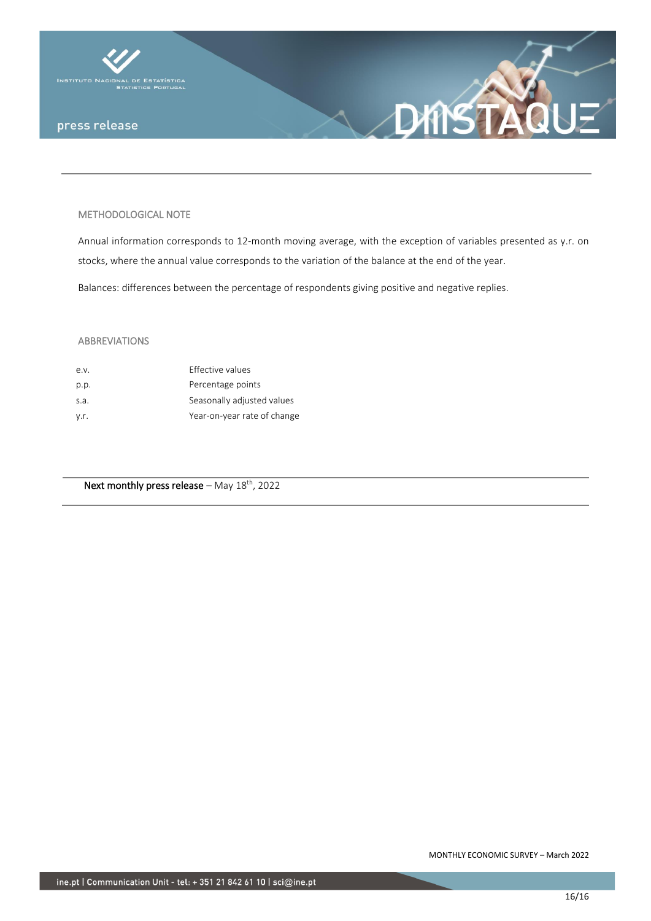## METHODOLOGICAL NOTE

Annual information corresponds to 12-month moving average, with the exception of variables presented as y.r. on stocks, where the annual value corresponds to the variation of the balance at the end of the year.

Balances: differences between the percentage of respondents giving positive and negative replies.

## ABBREVIATIONS

| | |
|---|---|
| e.v. | Effective values |
| p.p. | Percentage points |
| s.a. | Seasonally adjusted values |
| y.r. | Year-on-year rate of change |

**Next monthly press release** – May 18th, 2022